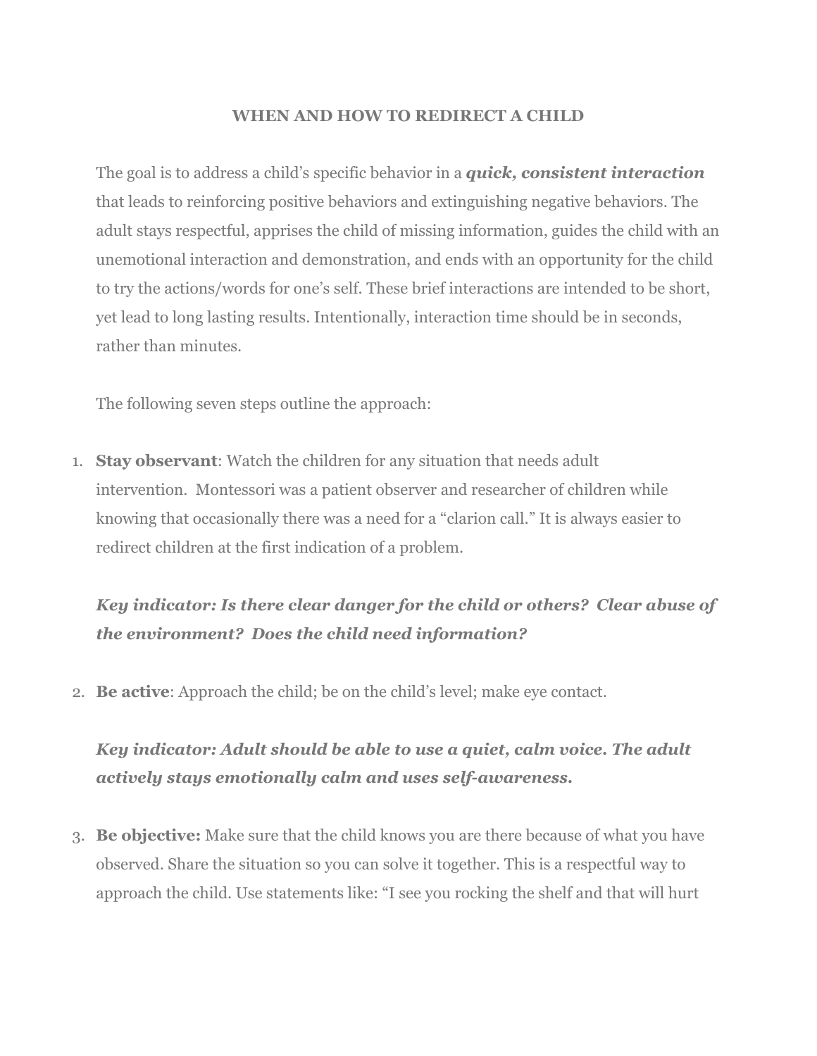# WHEN AND HOW TO REDIRECT A CHILD

The goal is to address a child's specific behavior in a ***quick, consistent interaction*** that leads to reinforcing positive behaviors and extinguishing negative behaviors. The adult stays respectful, apprises the child of missing information, guides the child with an unemotional interaction and demonstration, and ends with an opportunity for the child to try the actions/words for one's self. These brief interactions are intended to be short, yet lead to long lasting results. Intentionally, interaction time should be in seconds, rather than minutes.

The following seven steps outline the approach:

1. **Stay observant**: Watch the children for any situation that needs adult intervention. Montessori was a patient observer and researcher of children while knowing that occasionally there was a need for a "clarion call." It is always easier to redirect children at the first indication of a problem.

   ***Key indicator: Is there clear danger for the child or others? Clear abuse of the environment? Does the child need information?***

2. **Be active**: Approach the child; be on the child's level; make eye contact.

   ***Key indicator: Adult should be able to use a quiet, calm voice. The adult actively stays emotionally calm and uses self-awareness.***

3. **Be objective:** Make sure that the child knows you are there because of what you have observed. Share the situation so you can solve it together. This is a respectful way to approach the child. Use statements like: "I see you rocking the shelf and that will hurt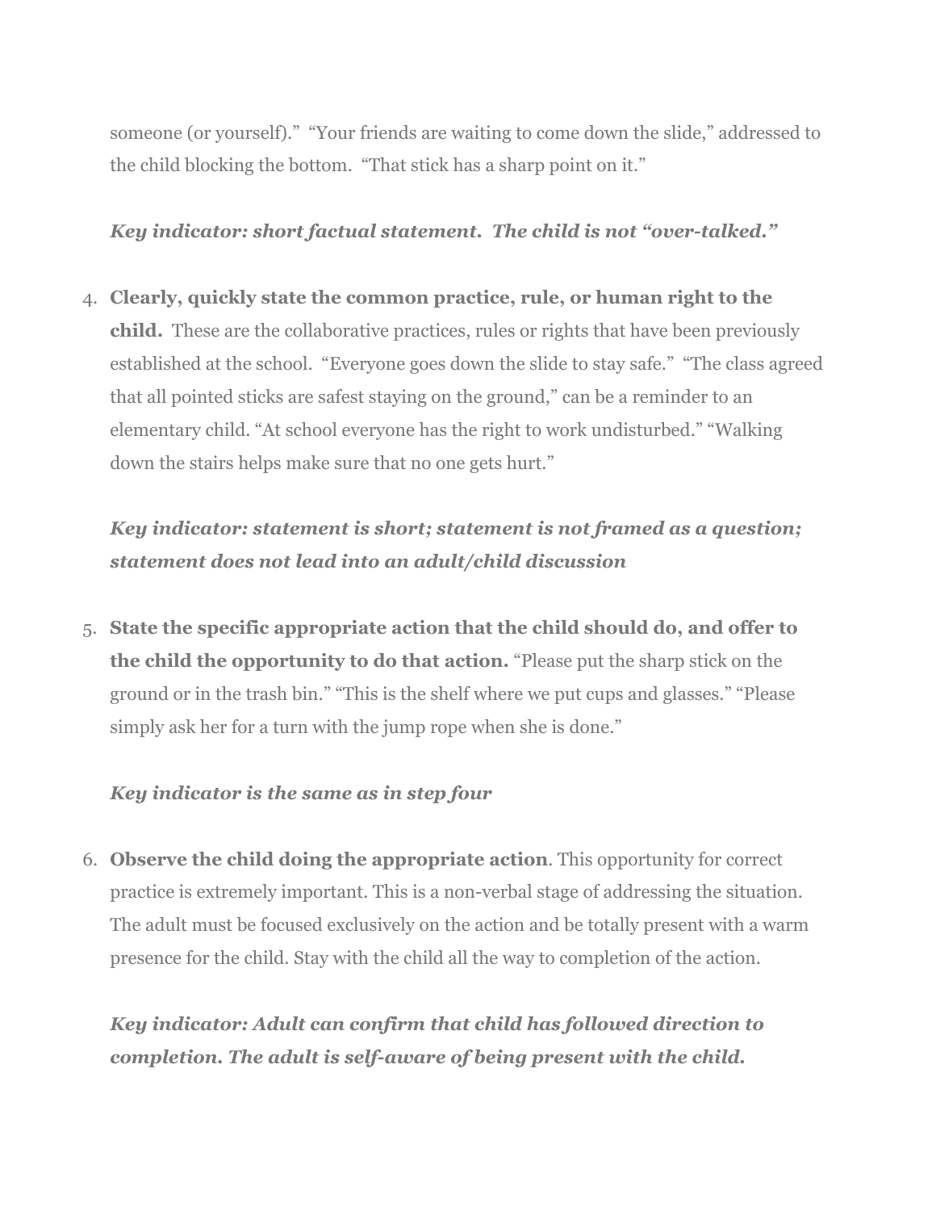someone (or yourself)." "Your friends are waiting to come down the slide," addressed to the child blocking the bottom. "That stick has a sharp point on it."

***Key indicator: short factual statement. The child is not "over-talked."***

4. **Clearly, quickly state the common practice, rule, or human right to the child.** These are the collaborative practices, rules or rights that have been previously established at the school. "Everyone goes down the slide to stay safe." "The class agreed that all pointed sticks are safest staying on the ground," can be a reminder to an elementary child. "At school everyone has the right to work undisturbed." "Walking down the stairs helps make sure that no one gets hurt."

   ***Key indicator: statement is short; statement is not framed as a question; statement does not lead into an adult/child discussion***

5. **State the specific appropriate action that the child should do, and offer to the child the opportunity to do that action.** "Please put the sharp stick on the ground or in the trash bin." "This is the shelf where we put cups and glasses." "Please simply ask her for a turn with the jump rope when she is done."

   ***Key indicator is the same as in step four***

6. **Observe the child doing the appropriate action**. This opportunity for correct practice is extremely important. This is a non-verbal stage of addressing the situation. The adult must be focused exclusively on the action and be totally present with a warm presence for the child. Stay with the child all the way to completion of the action.

   ***Key indicator: Adult can confirm that child has followed direction to completion. The adult is self-aware of being present with the child.***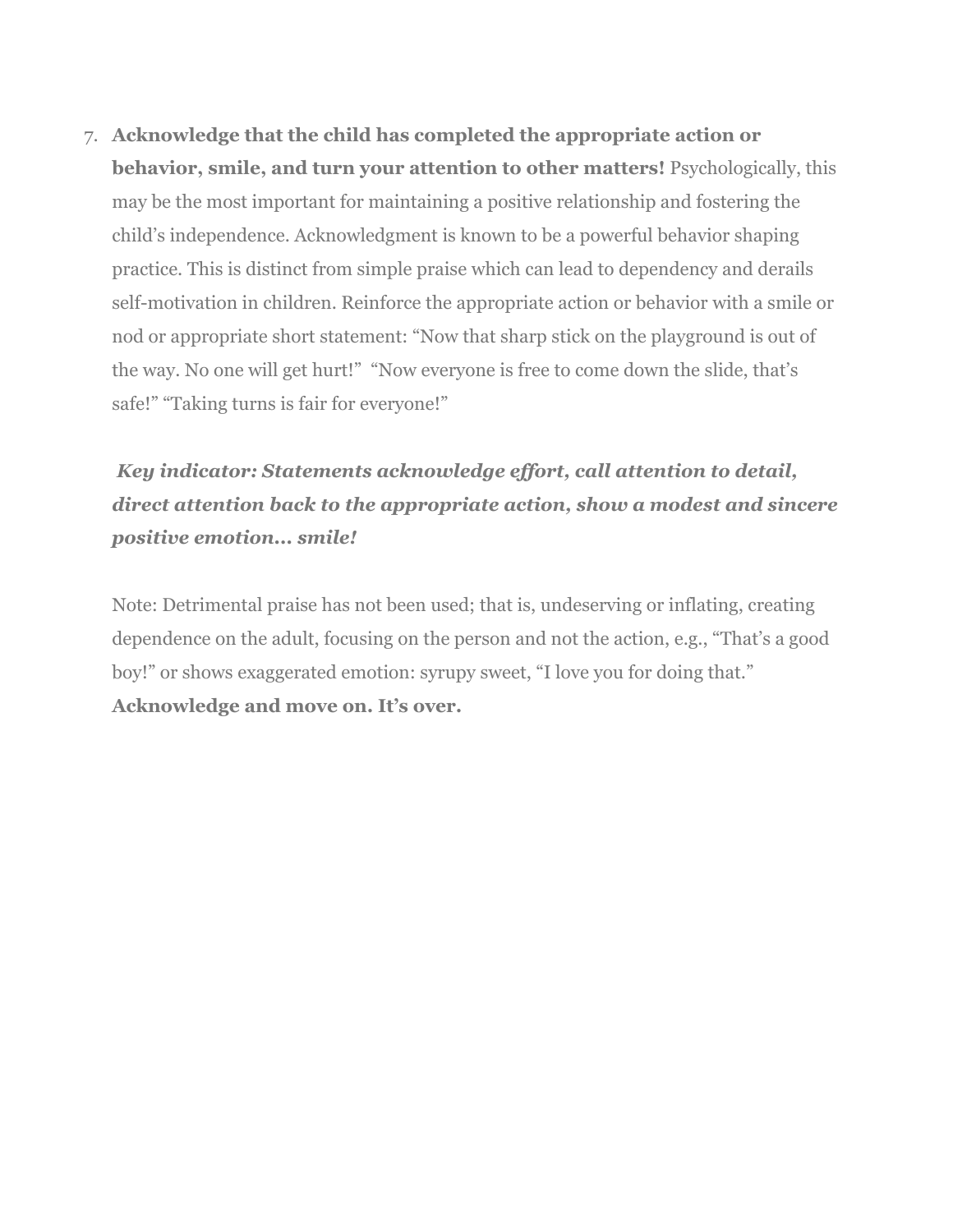7. **Acknowledge that the child has completed the appropriate action or behavior, smile, and turn your attention to other matters!** Psychologically, this may be the most important for maintaining a positive relationship and fostering the child's independence. Acknowledgment is known to be a powerful behavior shaping practice. This is distinct from simple praise which can lead to dependency and derails self-motivation in children. Reinforce the appropriate action or behavior with a smile or nod or appropriate short statement: "Now that sharp stick on the playground is out of the way. No one will get hurt!" "Now everyone is free to come down the slide, that's safe!" "Taking turns is fair for everyone!"

   ***Key indicator: Statements acknowledge effort, call attention to detail, direct attention back to the appropriate action, show a modest and sincere positive emotion… smile!***

   Note: Detrimental praise has not been used; that is, undeserving or inflating, creating dependence on the adult, focusing on the person and not the action, e.g., "That's a good boy!" or shows exaggerated emotion: syrupy sweet, "I love you for doing that." **Acknowledge and move on. It's over.**